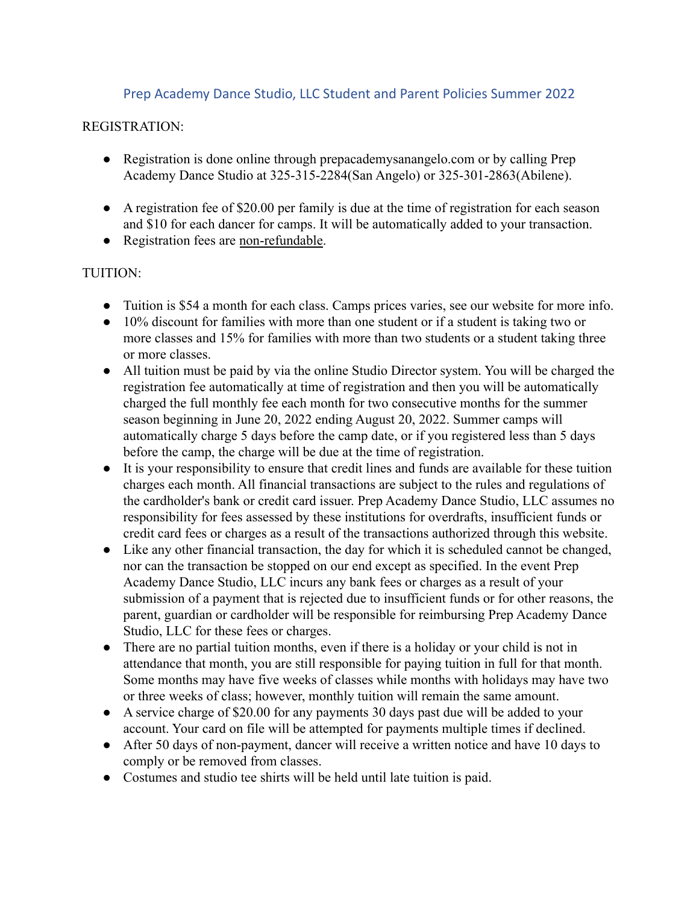# Prep Academy Dance Studio, LLC Student and Parent Policies Summer 2022

REGISTRATION:

- Registration is done online through prepacademysanangelo.com or by calling Prep Academy Dance Studio at 325-315-2284(San Angelo) or 325-301-2863(Abilene).

- A registration fee of $20.00 per family is due at the time of registration for each season and $10 for each dancer for camps. It will be automatically added to your transaction.
- Registration fees are <u>non-refundable</u>.

TUITION:

- Tuition is $54 a month for each class. Camps prices varies, see our website for more info.
- 10% discount for families with more than one student or if a student is taking two or more classes and 15% for families with more than two students or a student taking three or more classes.
- All tuition must be paid by via the online Studio Director system. You will be charged the registration fee automatically at time of registration and then you will be automatically charged the full monthly fee each month for two consecutive months for the summer season beginning in June 20, 2022 ending August 20, 2022. Summer camps will automatically charge 5 days before the camp date, or if you registered less than 5 days before the camp, the charge will be due at the time of registration.
- It is your responsibility to ensure that credit lines and funds are available for these tuition charges each month. All financial transactions are subject to the rules and regulations of the cardholder's bank or credit card issuer. Prep Academy Dance Studio, LLC assumes no responsibility for fees assessed by these institutions for overdrafts, insufficient funds or credit card fees or charges as a result of the transactions authorized through this website.
- Like any other financial transaction, the day for which it is scheduled cannot be changed, nor can the transaction be stopped on our end except as specified. In the event Prep Academy Dance Studio, LLC incurs any bank fees or charges as a result of your submission of a payment that is rejected due to insufficient funds or for other reasons, the parent, guardian or cardholder will be responsible for reimbursing Prep Academy Dance Studio, LLC for these fees or charges.
- There are no partial tuition months, even if there is a holiday or your child is not in attendance that month, you are still responsible for paying tuition in full for that month. Some months may have five weeks of classes while months with holidays may have two or three weeks of class; however, monthly tuition will remain the same amount.
- A service charge of $20.00 for any payments 30 days past due will be added to your account. Your card on file will be attempted for payments multiple times if declined.
- After 50 days of non-payment, dancer will receive a written notice and have 10 days to comply or be removed from classes.
- Costumes and studio tee shirts will be held until late tuition is paid.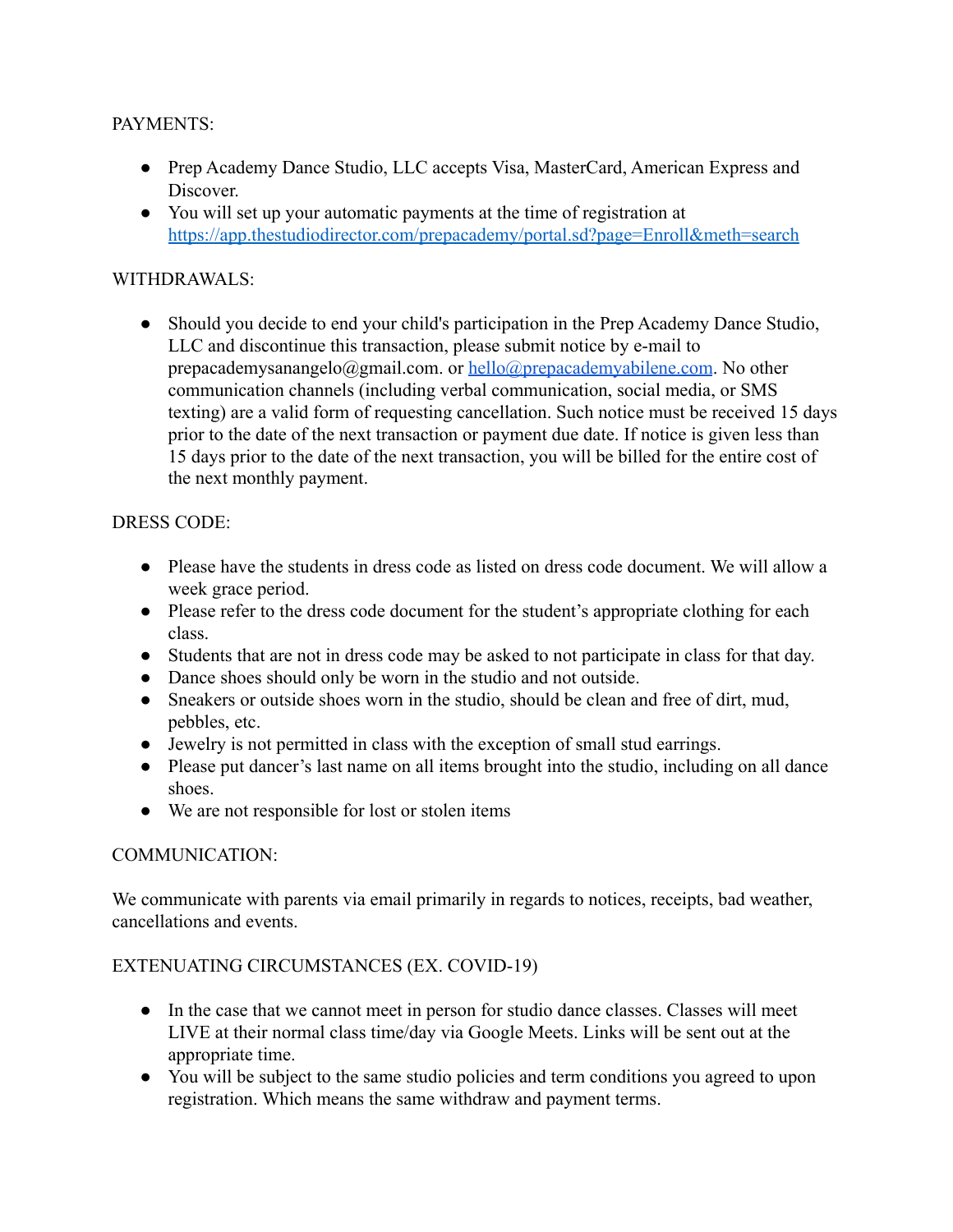PAYMENTS:

- Prep Academy Dance Studio, LLC accepts Visa, MasterCard, American Express and Discover.
- You will set up your automatic payments at the time of registration at [https://app.thestudiodirector.com/prepacademy/portal.sd?page=Enroll&meth=search](https://app.thestudiodirector.com/prepacademy/portal.sd?page=Enroll&meth=search)

WITHDRAWALS:

- Should you decide to end your child's participation in the Prep Academy Dance Studio, LLC and discontinue this transaction, please submit notice by e-mail to prepacademysanangelo@gmail.com. or [hello@prepacademyabilene.com](mailto:hello@prepacademyabilene.com). No other communication channels (including verbal communication, social media, or SMS texting) are a valid form of requesting cancellation. Such notice must be received 15 days prior to the date of the next transaction or payment due date. If notice is given less than 15 days prior to the date of the next transaction, you will be billed for the entire cost of the next monthly payment.

DRESS CODE:

- Please have the students in dress code as listed on dress code document. We will allow a week grace period.
- Please refer to the dress code document for the student's appropriate clothing for each class.
- Students that are not in dress code may be asked to not participate in class for that day.
- Dance shoes should only be worn in the studio and not outside.
- Sneakers or outside shoes worn in the studio, should be clean and free of dirt, mud, pebbles, etc.
- Jewelry is not permitted in class with the exception of small stud earrings.
- Please put dancer's last name on all items brought into the studio, including on all dance shoes.
- We are not responsible for lost or stolen items

COMMUNICATION:

We communicate with parents via email primarily in regards to notices, receipts, bad weather, cancellations and events.

EXTENUATING CIRCUMSTANCES (EX. COVID-19)

- In the case that we cannot meet in person for studio dance classes. Classes will meet LIVE at their normal class time/day via Google Meets. Links will be sent out at the appropriate time.
- You will be subject to the same studio policies and term conditions you agreed to upon registration. Which means the same withdraw and payment terms.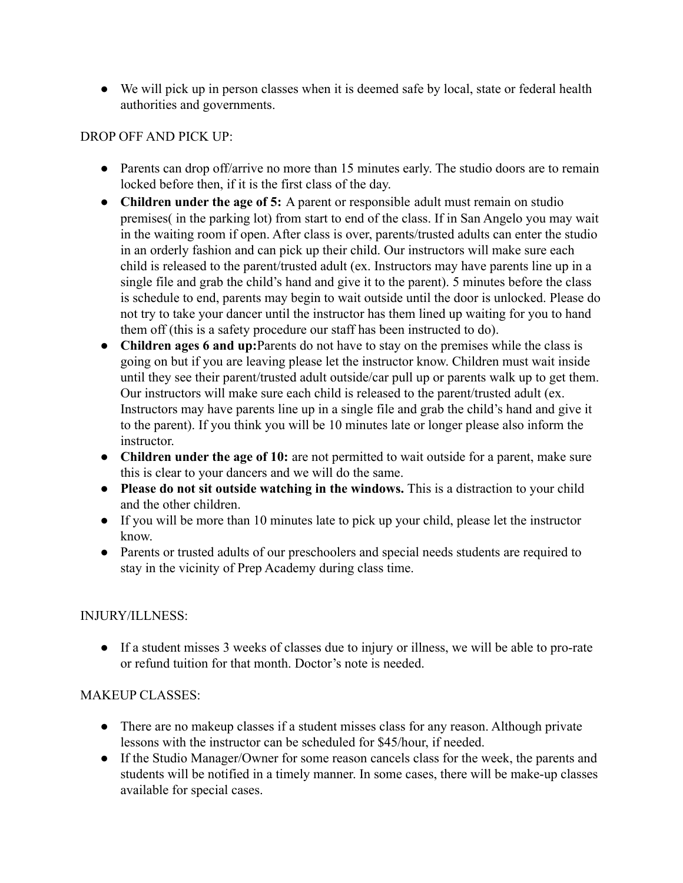- We will pick up in person classes when it is deemed safe by local, state or federal health authorities and governments.

DROP OFF AND PICK UP:

- Parents can drop off/arrive no more than 15 minutes early. The studio doors are to remain locked before then, if it is the first class of the day.
- **Children under the age of 5:** A parent or responsible adult must remain on studio premises( in the parking lot) from start to end of the class. If in San Angelo you may wait in the waiting room if open. After class is over, parents/trusted adults can enter the studio in an orderly fashion and can pick up their child. Our instructors will make sure each child is released to the parent/trusted adult (ex. Instructors may have parents line up in a single file and grab the child's hand and give it to the parent). 5 minutes before the class is schedule to end, parents may begin to wait outside until the door is unlocked. Please do not try to take your dancer until the instructor has them lined up waiting for you to hand them off (this is a safety procedure our staff has been instructed to do).
- **Children ages 6 and up:**Parents do not have to stay on the premises while the class is going on but if you are leaving please let the instructor know. Children must wait inside until they see their parent/trusted adult outside/car pull up or parents walk up to get them. Our instructors will make sure each child is released to the parent/trusted adult (ex. Instructors may have parents line up in a single file and grab the child's hand and give it to the parent). If you think you will be 10 minutes late or longer please also inform the instructor.
- **Children under the age of 10:** are not permitted to wait outside for a parent, make sure this is clear to your dancers and we will do the same.
- **Please do not sit outside watching in the windows.** This is a distraction to your child and the other children.
- If you will be more than 10 minutes late to pick up your child, please let the instructor know.
- Parents or trusted adults of our preschoolers and special needs students are required to stay in the vicinity of Prep Academy during class time.

INJURY/ILLNESS:

- If a student misses 3 weeks of classes due to injury or illness, we will be able to pro-rate or refund tuition for that month. Doctor's note is needed.

MAKEUP CLASSES:

- There are no makeup classes if a student misses class for any reason. Although private lessons with the instructor can be scheduled for $45/hour, if needed.
- If the Studio Manager/Owner for some reason cancels class for the week, the parents and students will be notified in a timely manner. In some cases, there will be make-up classes available for special cases.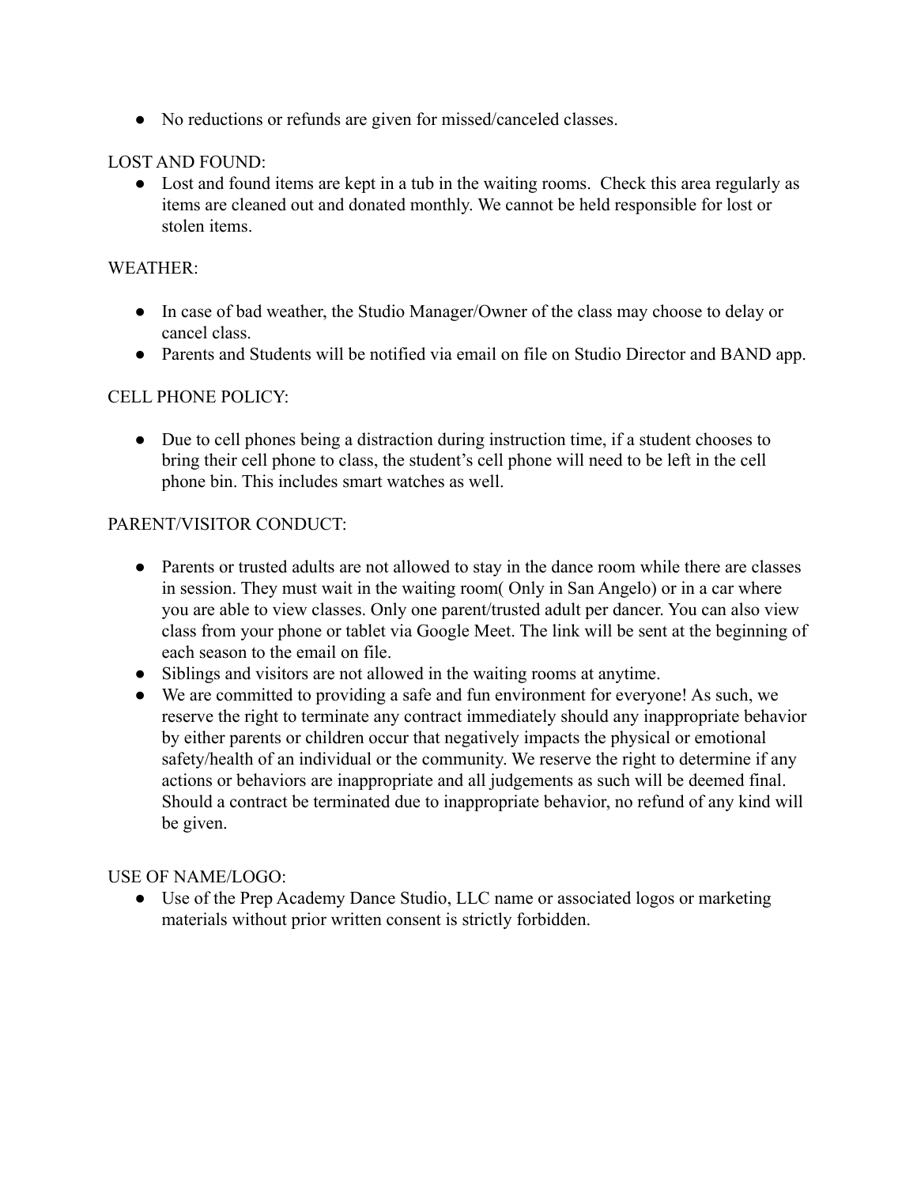- No reductions or refunds are given for missed/canceled classes.

LOST AND FOUND:

- Lost and found items are kept in a tub in the waiting rooms.  Check this area regularly as items are cleaned out and donated monthly. We cannot be held responsible for lost or stolen items.

WEATHER:

- In case of bad weather, the Studio Manager/Owner of the class may choose to delay or cancel class.
- Parents and Students will be notified via email on file on Studio Director and BAND app.

CELL PHONE POLICY:

- Due to cell phones being a distraction during instruction time, if a student chooses to bring their cell phone to class, the student's cell phone will need to be left in the cell phone bin. This includes smart watches as well.

PARENT/VISITOR CONDUCT:

- Parents or trusted adults are not allowed to stay in the dance room while there are classes in session. They must wait in the waiting room( Only in San Angelo) or in a car where you are able to view classes. Only one parent/trusted adult per dancer. You can also view class from your phone or tablet via Google Meet. The link will be sent at the beginning of each season to the email on file.
- Siblings and visitors are not allowed in the waiting rooms at anytime.
- We are committed to providing a safe and fun environment for everyone! As such, we reserve the right to terminate any contract immediately should any inappropriate behavior by either parents or children occur that negatively impacts the physical or emotional safety/health of an individual or the community. We reserve the right to determine if any actions or behaviors are inappropriate and all judgements as such will be deemed final. Should a contract be terminated due to inappropriate behavior, no refund of any kind will be given.

USE OF NAME/LOGO:

- Use of the Prep Academy Dance Studio, LLC name or associated logos or marketing materials without prior written consent is strictly forbidden.